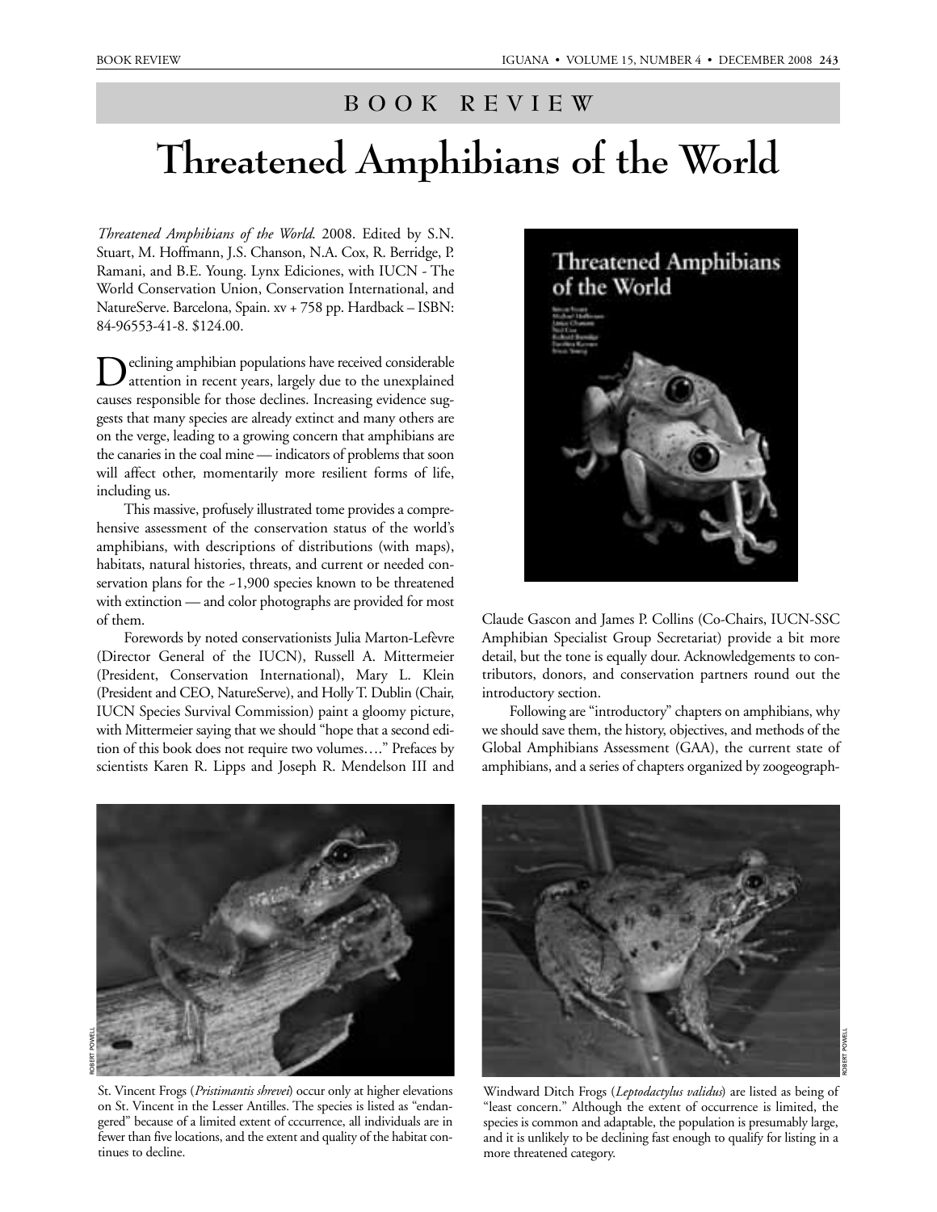BOOK REVIEW

# Threatened Amphibians of the World

*Threatened Amphibians of the World.* 2008. Edited by S.N. Stuart, M. Hoffmann, J.S. Chanson, N.A. Cox, R. Berridge, P. Ramani, and B.E. Young. Lynx Ediciones, with IUCN - The World Conservation Union, Conservation International, and NatureServe. Barcelona, Spain. xv + 758 pp. Hardback – ISBN: 84-96553-41-8. $124.00.

Declining amphibian populations have received considerable attention in recent years, largely due to the unexplained causes responsible for those declines. Increasing evidence suggests that many species are already extinct and many others are on the verge, leading to a growing concern that amphibians are the canaries in the coal mine — indicators of problems that soon will affect other, momentarily more resilient forms of life, including us.

This massive, profusely illustrated tome provides a comprehensive assessment of the conservation status of the world's amphibians, with descriptions of distributions (with maps), habitats, natural histories, threats, and current or needed conservation plans for the ~1,900 species known to be threatened with extinction — and color photographs are provided for most of them.

Forewords by noted conservationists Julia Marton-Lefèvre (Director General of the IUCN), Russell A. Mittermeier (President, Conservation International), Mary L. Klein (President and CEO, NatureServe), and Holly T. Dublin (Chair, IUCN Species Survival Commission) paint a gloomy picture, with Mittermeier saying that we should "hope that a second edition of this book does not require two volumes…." Prefaces by scientists Karen R. Lipps and Joseph R. Mendelson III and Claude Gascon and James P. Collins (Co-Chairs, IUCN-SSC Amphibian Specialist Group Secretariat) provide a bit more detail, but the tone is equally dour. Acknowledgements to contributors, donors, and conservation partners round out the introductory section.

Following are "introductory" chapters on amphibians, why we should save them, the history, objectives, and methods of the Global Amphibians Assessment (GAA), the current state of amphibians, and a series of chapters organized by zoogeograph-

St. Vincent Frogs (*Pristimantis shrevei*) occur only at higher elevations on St. Vincent in the Lesser Antilles. The species is listed as "endangered" because of a limited extent of cccurrence, all individuals are in fewer than five locations, and the extent and quality of the habitat continues to decline.

Windward Ditch Frogs (*Leptodactylus validus*) are listed as being of "least concern." Although the extent of occurrence is limited, the species is common and adaptable, the population is presumably large, and it is unlikely to be declining fast enough to qualify for listing in a more threatened category.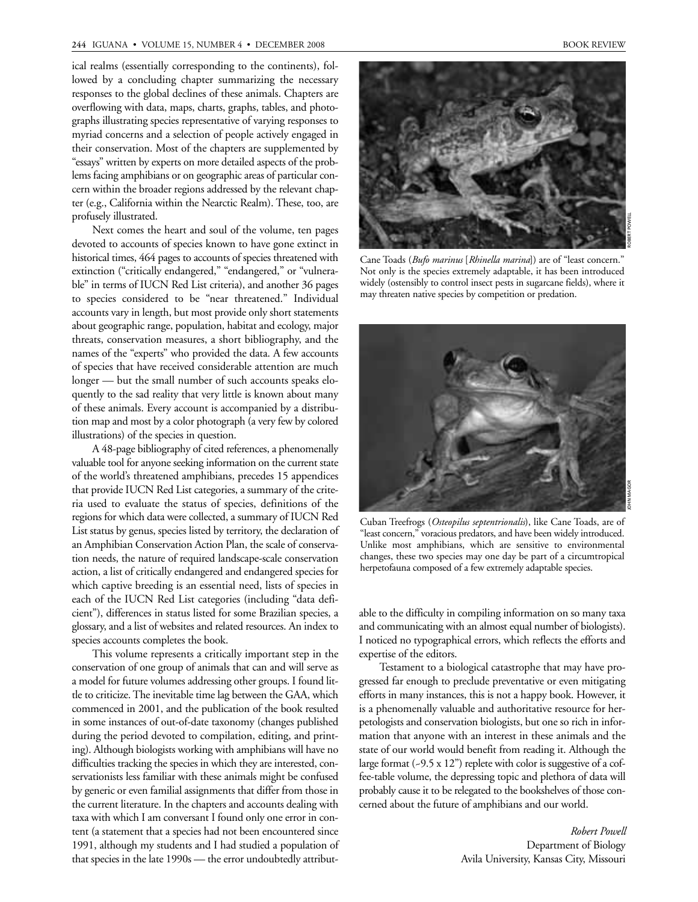ical realms (essentially corresponding to the continents), followed by a concluding chapter summarizing the necessary responses to the global declines of these animals. Chapters are overflowing with data, maps, charts, graphs, tables, and photographs illustrating species representative of varying responses to myriad concerns and a selection of people actively engaged in their conservation. Most of the chapters are supplemented by "essays" written by experts on more detailed aspects of the problems facing amphibians or on geographic areas of particular concern within the broader regions addressed by the relevant chapter (e.g., California within the Nearctic Realm). These, too, are profusely illustrated.

Next comes the heart and soul of the volume, ten pages devoted to accounts of species known to have gone extinct in historical times, 464 pages to accounts of species threatened with extinction ("critically endangered," "endangered," or "vulnerable" in terms of IUCN Red List criteria), and another 36 pages to species considered to be "near threatened." Individual accounts vary in length, but most provide only short statements about geographic range, population, habitat and ecology, major threats, conservation measures, a short bibliography, and the names of the "experts" who provided the data. A few accounts of species that have received considerable attention are much longer — but the small number of such accounts speaks eloquently to the sad reality that very little is known about many of these animals. Every account is accompanied by a distribution map and most by a color photograph (a very few by colored illustrations) of the species in question.

A 48-page bibliography of cited references, a phenomenally valuable tool for anyone seeking information on the current state of the world's threatened amphibians, precedes 15 appendices that provide IUCN Red List categories, a summary of the criteria used to evaluate the status of species, definitions of the regions for which data were collected, a summary of IUCN Red List status by genus, species listed by territory, the declaration of an Amphibian Conservation Action Plan, the scale of conservation needs, the nature of required landscape-scale conservation action, a list of critically endangered and endangered species for which captive breeding is an essential need, lists of species in each of the IUCN Red List categories (including "data deficient"), differences in status listed for some Brazilian species, a glossary, and a list of websites and related resources. An index to species accounts completes the book.

This volume represents a critically important step in the conservation of one group of animals that can and will serve as a model for future volumes addressing other groups. I found little to criticize. The inevitable time lag between the GAA, which commenced in 2001, and the publication of the book resulted in some instances of out-of-date taxonomy (changes published during the period devoted to compilation, editing, and printing). Although biologists working with amphibians will have no difficulties tracking the species in which they are interested, conservationists less familiar with these animals might be confused by generic or even familial assignments that differ from those in the current literature. In the chapters and accounts dealing with taxa with which I am conversant I found only one error in content (a statement that a species had not been encountered since 1991, although my students and I had studied a population of that species in the late 1990s — the error undoubtedly attributable to the difficulty in compiling information on so many taxa and communicating with an almost equal number of biologists). I noticed no typographical errors, which reflects the efforts and expertise of the editors.

Testament to a biological catastrophe that may have progressed far enough to preclude preventative or even mitigating efforts in many instances, this is not a happy book. However, it is a phenomenally valuable and authoritative resource for herpetologists and conservation biologists, but one so rich in information that anyone with an interest in these animals and the state of our world would benefit from reading it. Although the large format (~9.5 x 12") replete with color is suggestive of a coffee-table volume, the depressing topic and plethora of data will probably cause it to be relegated to the bookshelves of those concerned about the future of amphibians and our world.

ROBERT POWELL

Cane Toads (*Bufo marinus* [*Rhinella marina*]) are of "least concern." Not only is the species extremely adaptable, it has been introduced widely (ostensibly to control insect pests in sugarcane fields), where it may threaten native species by competition or predation.

JOHN MAGOR

Cuban Treefrogs (*Osteopilus septentrionalis*), like Cane Toads, are of "least concern," voracious predators, and have been widely introduced. Unlike most amphibians, which are sensitive to environmental changes, these two species may one day be part of a circumtropical herpetofauna composed of a few extremely adaptable species.

*Robert Powell*
Department of Biology
Avila University, Kansas City, Missouri